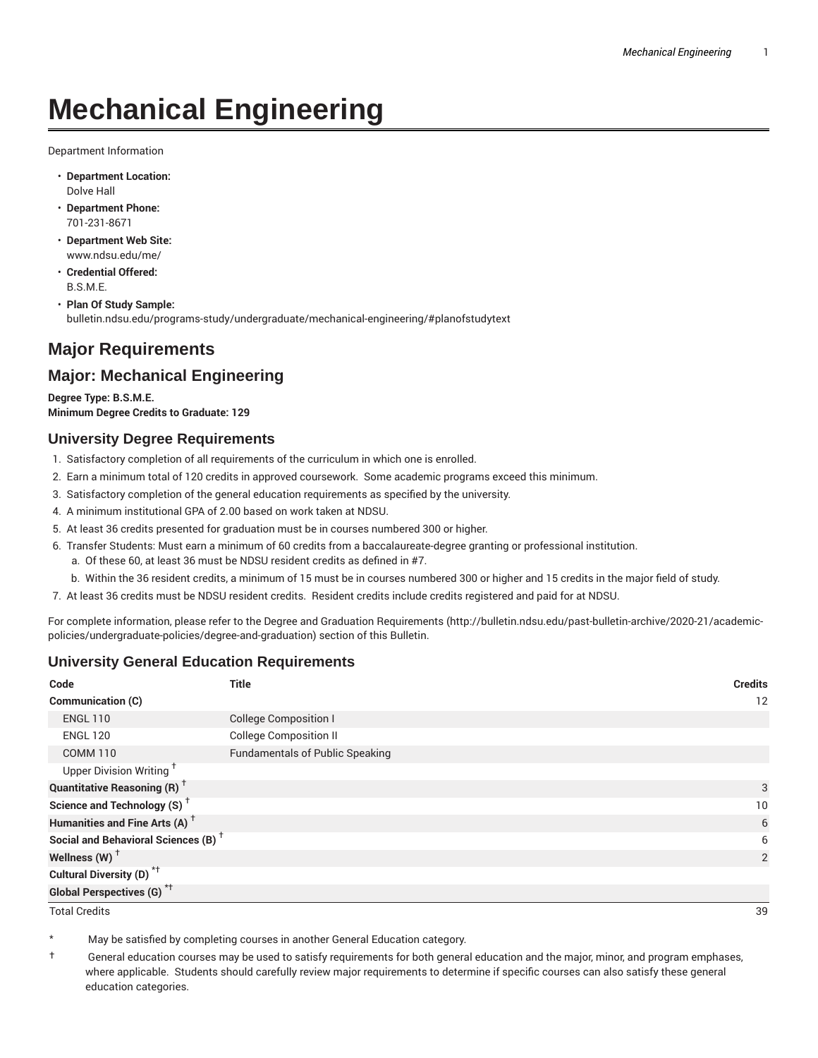# Mechanical Engineering

Department Information

- **Department Location:**
  Dolve Hall
- **Department Phone:**
  701-231-8671
- **Department Web Site:**
  www.ndsu.edu/me/
- **Credential Offered:**
  B.S.M.E.
- **Plan Of Study Sample:**
  bulletin.ndsu.edu/programs-study/undergraduate/mechanical-engineering/#planofstudytext

## Major Requirements

## Major: Mechanical Engineering

**Degree Type: B.S.M.E.**
**Minimum Degree Credits to Graduate: 129**

### University Degree Requirements

1. Satisfactory completion of all requirements of the curriculum in which one is enrolled.
2. Earn a minimum total of 120 credits in approved coursework. Some academic programs exceed this minimum.
3. Satisfactory completion of the general education requirements as specified by the university.
4. A minimum institutional GPA of 2.00 based on work taken at NDSU.
5. At least 36 credits presented for graduation must be in courses numbered 300 or higher.
6. Transfer Students: Must earn a minimum of 60 credits from a baccalaureate-degree granting or professional institution.
   a. Of these 60, at least 36 must be NDSU resident credits as defined in #7.
   b. Within the 36 resident credits, a minimum of 15 must be in courses numbered 300 or higher and 15 credits in the major field of study.
7. At least 36 credits must be NDSU resident credits. Resident credits include credits registered and paid for at NDSU.

For complete information, please refer to the Degree and Graduation Requirements (http://bulletin.ndsu.edu/past-bulletin-archive/2020-21/academic-policies/undergraduate-policies/degree-and-graduation) section of this Bulletin.

### University General Education Requirements

| Code | Title | Credits |
|---|---|---|
| **Communication (C)** | | 12 |
| ENGL 110 | College Composition I | |
| ENGL 120 | College Composition II | |
| COMM 110 | Fundamentals of Public Speaking | |
| Upper Division Writing † | | |
| **Quantitative Reasoning (R) †** | | 3 |
| **Science and Technology (S) †** | | 10 |
| **Humanities and Fine Arts (A) †** | | 6 |
| **Social and Behavioral Sciences (B) †** | | 6 |
| **Wellness (W) †** | | 2 |
| **Cultural Diversity (D) *†** | | |
| **Global Perspectives (G) *†** | | |
| Total Credits | | 39 |

\* May be satisfied by completing courses in another General Education category.

† General education courses may be used to satisfy requirements for both general education and the major, minor, and program emphases, where applicable. Students should carefully review major requirements to determine if specific courses can also satisfy these general education categories.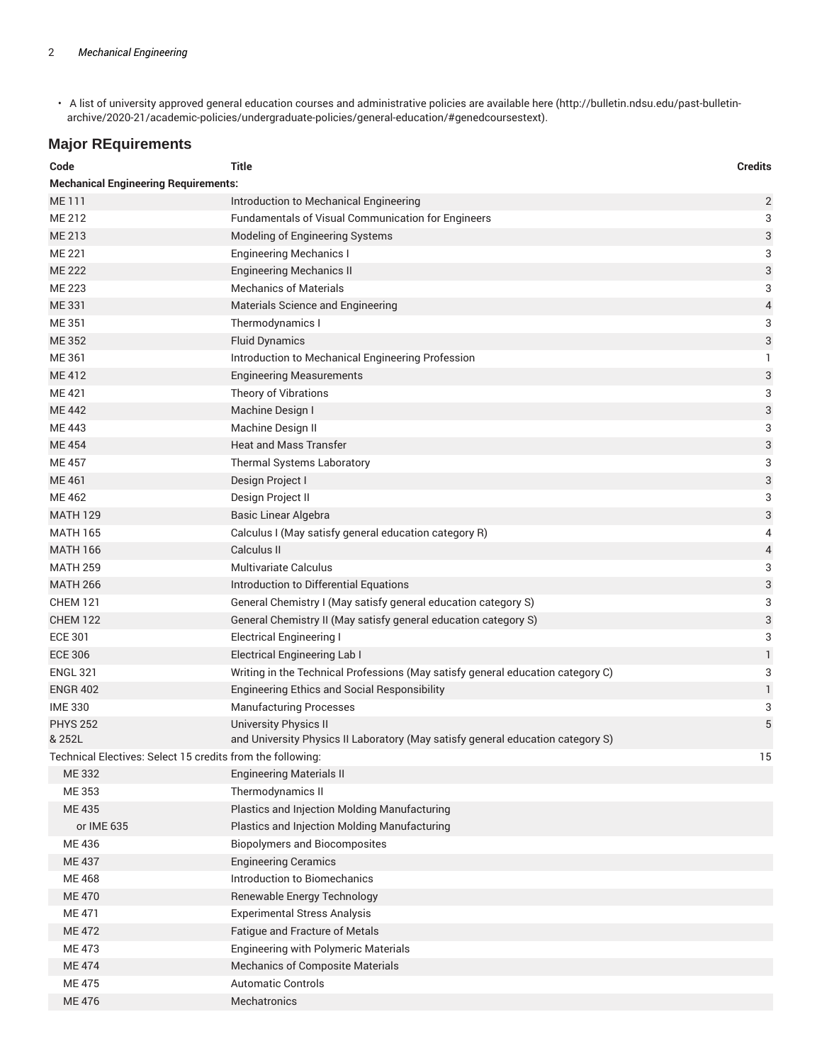- A list of university approved general education courses and administrative policies are available here (http://bulletin.ndsu.edu/past-bulletin-archive/2020-21/academic-policies/undergraduate-policies/general-education/#genedcoursestext).

## Major REquirements

| Code | Title | Credits |
|---|---|---|
| **Mechanical Engineering Requirements:** | | |
| ME 111 | Introduction to Mechanical Engineering | 2 |
| ME 212 | Fundamentals of Visual Communication for Engineers | 3 |
| ME 213 | Modeling of Engineering Systems | 3 |
| ME 221 | Engineering Mechanics I | 3 |
| ME 222 | Engineering Mechanics II | 3 |
| ME 223 | Mechanics of Materials | 3 |
| ME 331 | Materials Science and Engineering | 4 |
| ME 351 | Thermodynamics I | 3 |
| ME 352 | Fluid Dynamics | 3 |
| ME 361 | Introduction to Mechanical Engineering Profession | 1 |
| ME 412 | Engineering Measurements | 3 |
| ME 421 | Theory of Vibrations | 3 |
| ME 442 | Machine Design I | 3 |
| ME 443 | Machine Design II | 3 |
| ME 454 | Heat and Mass Transfer | 3 |
| ME 457 | Thermal Systems Laboratory | 3 |
| ME 461 | Design Project I | 3 |
| ME 462 | Design Project II | 3 |
| MATH 129 | Basic Linear Algebra | 3 |
| MATH 165 | Calculus I (May satisfy general education category R) | 4 |
| MATH 166 | Calculus II | 4 |
| MATH 259 | Multivariate Calculus | 3 |
| MATH 266 | Introduction to Differential Equations | 3 |
| CHEM 121 | General Chemistry I (May satisfy general education category S) | 3 |
| CHEM 122 | General Chemistry II (May satisfy general education category S) | 3 |
| ECE 301 | Electrical Engineering I | 3 |
| ECE 306 | Electrical Engineering Lab I | 1 |
| ENGL 321 | Writing in the Technical Professions (May satisfy general education category C) | 3 |
| ENGR 402 | Engineering Ethics and Social Responsibility | 1 |
| IME 330 | Manufacturing Processes | 3 |
| PHYS 252 & 252L | University Physics II and University Physics II Laboratory (May satisfy general education category S) | 5 |
| Technical Electives: Select 15 credits from the following: | | 15 |
| ME 332 | Engineering Materials II | |
| ME 353 | Thermodynamics II | |
| ME 435 | Plastics and Injection Molding Manufacturing | |
| or IME 635 | Plastics and Injection Molding Manufacturing | |
| ME 436 | Biopolymers and Biocomposites | |
| ME 437 | Engineering Ceramics | |
| ME 468 | Introduction to Biomechanics | |
| ME 470 | Renewable Energy Technology | |
| ME 471 | Experimental Stress Analysis | |
| ME 472 | Fatigue and Fracture of Metals | |
| ME 473 | Engineering with Polymeric Materials | |
| ME 474 | Mechanics of Composite Materials | |
| ME 475 | Automatic Controls | |
| ME 476 | Mechatronics | |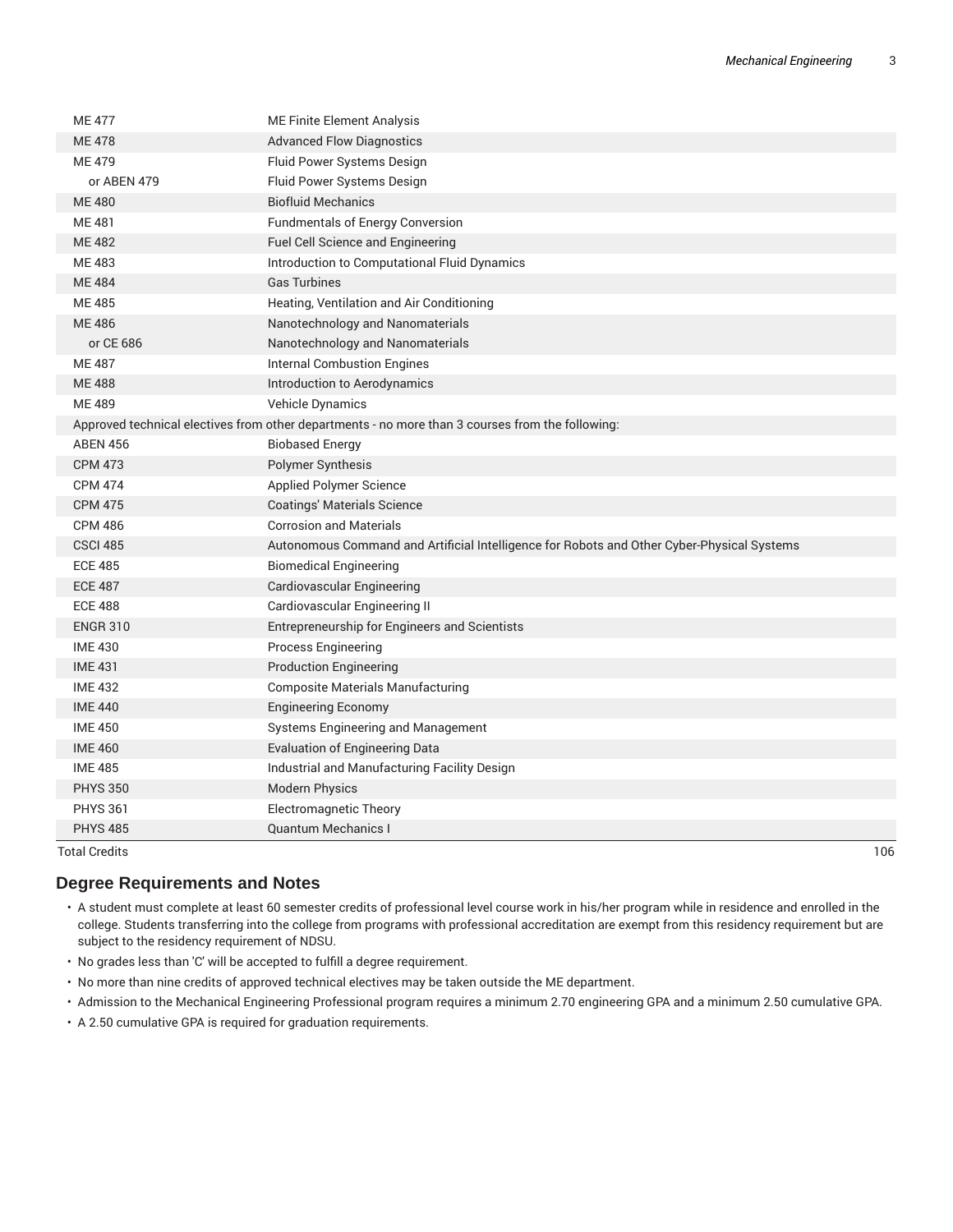| | | |
|---|---|---|
| ME 477 | ME Finite Element Analysis | |
| ME 478 | Advanced Flow Diagnostics | |
| ME 479 | Fluid Power Systems Design | |
| or ABEN 479 | Fluid Power Systems Design | |
| ME 480 | Biofluid Mechanics | |
| ME 481 | Fundmentals of Energy Conversion | |
| ME 482 | Fuel Cell Science and Engineering | |
| ME 483 | Introduction to Computational Fluid Dynamics | |
| ME 484 | Gas Turbines | |
| ME 485 | Heating, Ventilation and Air Conditioning | |
| ME 486 | Nanotechnology and Nanomaterials | |
| or CE 686 | Nanotechnology and Nanomaterials | |
| ME 487 | Internal Combustion Engines | |
| ME 488 | Introduction to Aerodynamics | |
| ME 489 | Vehicle Dynamics | |
| Approved technical electives from other departments - no more than 3 courses from the following: | | |
| ABEN 456 | Biobased Energy | |
| CPM 473 | Polymer Synthesis | |
| CPM 474 | Applied Polymer Science | |
| CPM 475 | Coatings' Materials Science | |
| CPM 486 | Corrosion and Materials | |
| CSCI 485 | Autonomous Command and Artificial Intelligence for Robots and Other Cyber-Physical Systems | |
| ECE 485 | Biomedical Engineering | |
| ECE 487 | Cardiovascular Engineering | |
| ECE 488 | Cardiovascular Engineering II | |
| ENGR 310 | Entrepreneurship for Engineers and Scientists | |
| IME 430 | Process Engineering | |
| IME 431 | Production Engineering | |
| IME 432 | Composite Materials Manufacturing | |
| IME 440 | Engineering Economy | |
| IME 450 | Systems Engineering and Management | |
| IME 460 | Evaluation of Engineering Data | |
| IME 485 | Industrial and Manufacturing Facility Design | |
| PHYS 350 | Modern Physics | |
| PHYS 361 | Electromagnetic Theory | |
| PHYS 485 | Quantum Mechanics I | |
| Total Credits | | 106 |

## Degree Requirements and Notes

- A student must complete at least 60 semester credits of professional level course work in his/her program while in residence and enrolled in the college. Students transferring into the college from programs with professional accreditation are exempt from this residency requirement but are subject to the residency requirement of NDSU.
- No grades less than 'C' will be accepted to fulfill a degree requirement.
- No more than nine credits of approved technical electives may be taken outside the ME department.
- Admission to the Mechanical Engineering Professional program requires a minimum 2.70 engineering GPA and a minimum 2.50 cumulative GPA.
- A 2.50 cumulative GPA is required for graduation requirements.